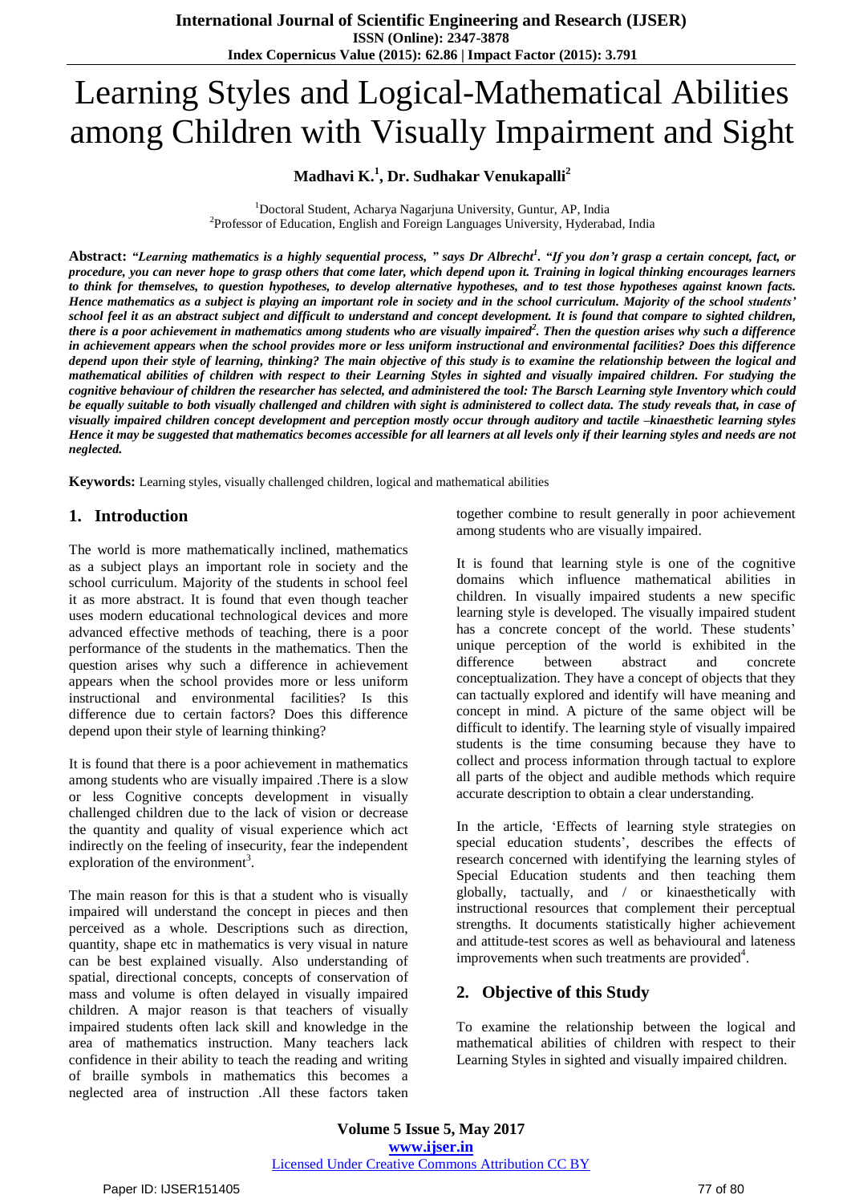# Learning Styles and Logical-Mathematical Abilities among Children with Visually Impairment and Sight

**Madhavi K.[1], Dr. Sudhakar Venukapalli[2]**

[1]Doctoral Student, Acharya Nagarjuna University, Guntur, AP, India
[2]Professor of Education, English and Foreign Languages University, Hyderabad, India

**Abstract:** ***"Learning mathematics is a highly sequential process, " says Dr Albrecht[1]. "If you don't grasp a certain concept, fact, or procedure, you can never hope to grasp others that come later, which depend upon it. Training in logical thinking encourages learners to think for themselves, to question hypotheses, to develop alternative hypotheses, and to test those hypotheses against known facts. Hence mathematics as a subject is playing an important role in society and in the school curriculum. Majority of the school students' school feel it as an abstract subject and difficult to understand and concept development. It is found that compare to sighted children, there is a poor achievement in mathematics among students who are visually impaired[2]. Then the question arises why such a difference in achievement appears when the school provides more or less uniform instructional and environmental facilities? Does this difference depend upon their style of learning, thinking? The main objective of this study is to examine the relationship between the logical and mathematical abilities of children with respect to their Learning Styles in sighted and visually impaired children. For studying the cognitive behaviour of children the researcher has selected, and administered the tool: The Barsch Learning style Inventory which could be equally suitable to both visually challenged and children with sight is administered to collect data. The study reveals that, in case of visually impaired children concept development and perception mostly occur through auditory and tactile –kinaesthetic learning styles Hence it may be suggested that mathematics becomes accessible for all learners at all levels only if their learning styles and needs are not neglected.***

**Keywords:** Learning styles, visually challenged children, logical and mathematical abilities

## 1. Introduction

The world is more mathematically inclined, mathematics as a subject plays an important role in society and the school curriculum. Majority of the students in school feel it as more abstract. It is found that even though teacher uses modern educational technological devices and more advanced effective methods of teaching, there is a poor performance of the students in the mathematics. Then the question arises why such a difference in achievement appears when the school provides more or less uniform instructional and environmental facilities? Is this difference due to certain factors? Does this difference depend upon their style of learning thinking?

It is found that there is a poor achievement in mathematics among students who are visually impaired .There is a slow or less Cognitive concepts development in visually challenged children due to the lack of vision or decrease the quantity and quality of visual experience which act indirectly on the feeling of insecurity, fear the independent exploration of the environment[3].

The main reason for this is that a student who is visually impaired will understand the concept in pieces and then perceived as a whole. Descriptions such as direction, quantity, shape etc in mathematics is very visual in nature can be best explained visually. Also understanding of spatial, directional concepts, concepts of conservation of mass and volume is often delayed in visually impaired children. A major reason is that teachers of visually impaired students often lack skill and knowledge in the area of mathematics instruction. Many teachers lack confidence in their ability to teach the reading and writing of braille symbols in mathematics this becomes a neglected area of instruction .All these factors taken together combine to result generally in poor achievement among students who are visually impaired.

It is found that learning style is one of the cognitive domains which influence mathematical abilities in children. In visually impaired students a new specific learning style is developed. The visually impaired student has a concrete concept of the world. These students' unique perception of the world is exhibited in the difference between abstract and concrete conceptualization. They have a concept of objects that they can tactually explored and identify will have meaning and concept in mind. A picture of the same object will be difficult to identify. The learning style of visually impaired students is the time consuming because they have to collect and process information through tactual to explore all parts of the object and audible methods which require accurate description to obtain a clear understanding.

In the article, 'Effects of learning style strategies on special education students', describes the effects of research concerned with identifying the learning styles of Special Education students and then teaching them globally, tactually, and / or kinaesthetically with instructional resources that complement their perceptual strengths. It documents statistically higher achievement and attitude-test scores as well as behavioural and lateness improvements when such treatments are provided[4].

## 2. Objective of this Study

To examine the relationship between the logical and mathematical abilities of children with respect to their Learning Styles in sighted and visually impaired children.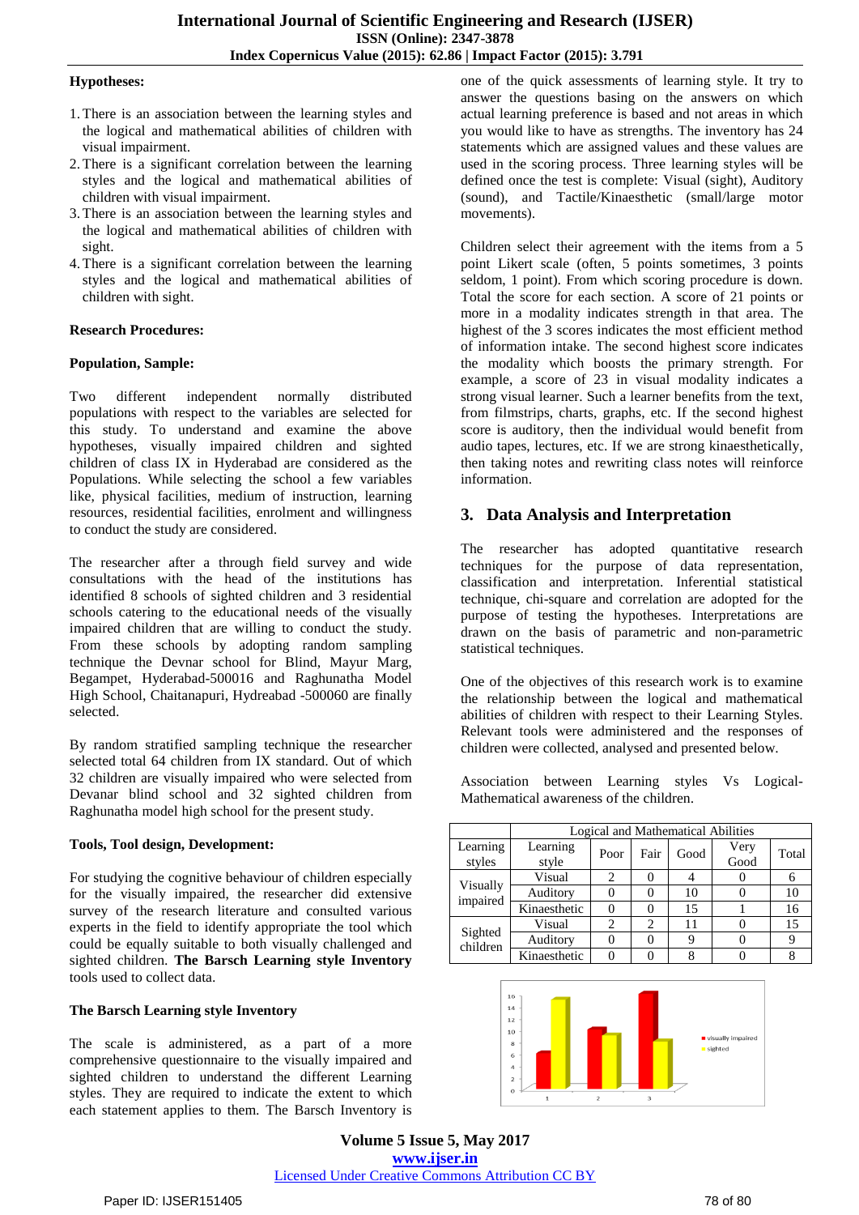**Hypotheses:**

1. There is an association between the learning styles and the logical and mathematical abilities of children with visual impairment.
2. There is a significant correlation between the learning styles and the logical and mathematical abilities of children with visual impairment.
3. There is an association between the learning styles and the logical and mathematical abilities of children with sight.
4. There is a significant correlation between the learning styles and the logical and mathematical abilities of children with sight.

**Research Procedures:**

**Population, Sample:**

Two different independent normally distributed populations with respect to the variables are selected for this study. To understand and examine the above hypotheses, visually impaired children and sighted children of class IX in Hyderabad are considered as the Populations. While selecting the school a few variables like, physical facilities, medium of instruction, learning resources, residential facilities, enrolment and willingness to conduct the study are considered.

The researcher after a through field survey and wide consultations with the head of the institutions has identified 8 schools of sighted children and 3 residential schools catering to the educational needs of the visually impaired children that are willing to conduct the study. From these schools by adopting random sampling technique the Devnar school for Blind, Mayur Marg, Begampet, Hyderabad-500016 and Raghunatha Model High School, Chaitanapuri, Hydreabad -500060 are finally selected.

By random stratified sampling technique the researcher selected total 64 children from IX standard. Out of which 32 children are visually impaired who were selected from Devanar blind school and 32 sighted children from Raghunatha model high school for the present study.

**Tools, Tool design, Development:**

For studying the cognitive behaviour of children especially for the visually impaired, the researcher did extensive survey of the research literature and consulted various experts in the field to identify appropriate the tool which could be equally suitable to both visually challenged and sighted children. **The Barsch Learning style Inventory** tools used to collect data.

**The Barsch Learning style Inventory**

The scale is administered, as a part of a more comprehensive questionnaire to the visually impaired and sighted children to understand the different Learning styles. They are required to indicate the extent to which each statement applies to them. The Barsch Inventory is one of the quick assessments of learning style. It try to answer the questions basing on the answers on which actual learning preference is based and not areas in which you would like to have as strengths. The inventory has 24 statements which are assigned values and these values are used in the scoring process. Three learning styles will be defined once the test is complete: Visual (sight), Auditory (sound), and Tactile/Kinaesthetic (small/large motor movements).

Children select their agreement with the items from a 5 point Likert scale (often, 5 points sometimes, 3 points seldom, 1 point). From which scoring procedure is down. Total the score for each section. A score of 21 points or more in a modality indicates strength in that area. The highest of the 3 scores indicates the most efficient method of information intake. The second highest score indicates the modality which boosts the primary strength. For example, a score of 23 in visual modality indicates a strong visual learner. Such a learner benefits from the text, from filmstrips, charts, graphs, etc. If the second highest score is auditory, then the individual would benefit from audio tapes, lectures, etc. If we are strong kinaesthetically, then taking notes and rewriting class notes will reinforce information.

## 3. Data Analysis and Interpretation

The researcher has adopted quantitative research techniques for the purpose of data representation, classification and interpretation. Inferential statistical technique, chi-square and correlation are adopted for the purpose of testing the hypotheses. Interpretations are drawn on the basis of parametric and non-parametric statistical techniques.

One of the objectives of this research work is to examine the relationship between the logical and mathematical abilities of children with respect to their Learning Styles. Relevant tools were administered and the responses of children were collected, analysed and presented below.

Association between Learning styles Vs Logical-Mathematical awareness of the children.

| | Logical and Mathematical Abilities | | | | | |
|---|---|---|---|---|---|---|
| Learning styles | Learning style | Poor | Fair | Good | Very Good | Total |
| Visually impaired | Visual | 2 | 0 | 4 | 0 | 6 |
| | Auditory | 0 | 0 | 10 | 0 | 10 |
| | Kinaesthetic | 0 | 0 | 15 | 1 | 16 |
| Sighted children | Visual | 2 | 2 | 11 | 0 | 15 |
| | Auditory | 0 | 0 | 9 | 0 | 9 |
| | Kinaesthetic | 0 | 0 | 8 | 0 | 8 |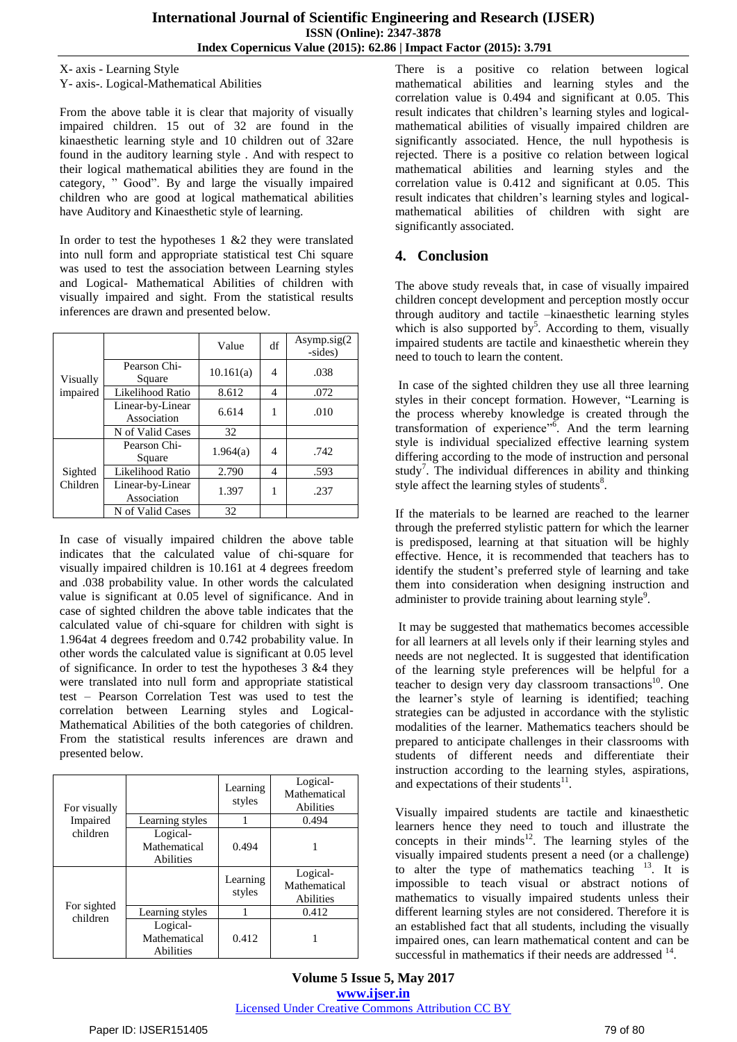X- axis - Learning Style
Y- axis-. Logical-Mathematical Abilities

From the above table it is clear that majority of visually impaired children. 15 out of 32 are found in the kinaesthetic learning style and 10 children out of 32are found in the auditory learning style . And with respect to their logical mathematical abilities they are found in the category, " Good". By and large the visually impaired children who are good at logical mathematical abilities have Auditory and Kinaesthetic style of learning.

In order to test the hypotheses 1 &2 they were translated into null form and appropriate statistical test Chi square was used to test the association between Learning styles and Logical- Mathematical Abilities of children with visually impaired and sight. From the statistical results inferences are drawn and presented below.

| | | Value | df | Asymp.sig(2 -sides) |
|---|---|---|---|---|
| Visually impaired | Pearson Chi-Square | 10.161(a) | 4 | .038 |
| | Likelihood Ratio | 8.612 | 4 | .072 |
| | Linear-by-Linear Association | 6.614 | 1 | .010 |
| | N of Valid Cases | 32 | | |
| Sighted Children | Pearson Chi-Square | 1.964(a) | 4 | .742 |
| | Likelihood Ratio | 2.790 | 4 | .593 |
| | Linear-by-Linear Association | 1.397 | 1 | .237 |
| | N of Valid Cases | 32 | | |

In case of visually impaired children the above table indicates that the calculated value of chi-square for visually impaired children is 10.161 at 4 degrees freedom and .038 probability value. In other words the calculated value is significant at 0.05 level of significance. And in case of sighted children the above table indicates that the calculated value of chi-square for children with sight is 1.964at 4 degrees freedom and 0.742 probability value. In other words the calculated value is significant at 0.05 level of significance. In order to test the hypotheses 3 &4 they were translated into null form and appropriate statistical test – Pearson Correlation Test was used to test the correlation between Learning styles and Logical-Mathematical Abilities of the both categories of children. From the statistical results inferences are drawn and presented below.

| | | Learning styles | Logical-Mathematical Abilities |
|---|---|---|---|
| For visually Impaired children | Learning styles | 1 | 0.494 |
| | Logical-Mathematical Abilities | 0.494 | 1 |
| For sighted children | | Learning styles | Logical-Mathematical Abilities |
| | Learning styles | 1 | 0.412 |
| | Logical-Mathematical Abilities | 0.412 | 1 |

There is a positive co relation between logical mathematical abilities and learning styles and the correlation value is 0.494 and significant at 0.05. This result indicates that children's learning styles and logical-mathematical abilities of visually impaired children are significantly associated. Hence, the null hypothesis is rejected. There is a positive co relation between logical mathematical abilities and learning styles and the correlation value is 0.412 and significant at 0.05. This result indicates that children's learning styles and logical-mathematical abilities of children with sight are significantly associated.

## 4. Conclusion

The above study reveals that, in case of visually impaired children concept development and perception mostly occur through auditory and tactile –kinaesthetic learning styles which is also supported by[5]. According to them, visually impaired students are tactile and kinaesthetic wherein they need to touch to learn the content.

In case of the sighted children they use all three learning styles in their concept formation. However, "Learning is the process whereby knowledge is created through the transformation of experience"[6]. And the term learning style is individual specialized effective learning system differing according to the mode of instruction and personal study[7]. The individual differences in ability and thinking style affect the learning styles of students[8].

If the materials to be learned are reached to the learner through the preferred stylistic pattern for which the learner is predisposed, learning at that situation will be highly effective. Hence, it is recommended that teachers has to identify the student's preferred style of learning and take them into consideration when designing instruction and administer to provide training about learning style[9].

It may be suggested that mathematics becomes accessible for all learners at all levels only if their learning styles and needs are not neglected. It is suggested that identification of the learning style preferences will be helpful for a teacher to design very day classroom transactions[10]. One the learner's style of learning is identified; teaching strategies can be adjusted in accordance with the stylistic modalities of the learner. Mathematics teachers should be prepared to anticipate challenges in their classrooms with students of different needs and differentiate their instruction according to the learning styles, aspirations, and expectations of their students[11].

Visually impaired students are tactile and kinaesthetic learners hence they need to touch and illustrate the concepts in their minds[12]. The learning styles of the visually impaired students present a need (or a challenge) to alter the type of mathematics teaching [13]. It is impossible to teach visual or abstract notions of mathematics to visually impaired students unless their different learning styles are not considered. Therefore it is an established fact that all students, including the visually impaired ones, can learn mathematical content and can be successful in mathematics if their needs are addressed [14].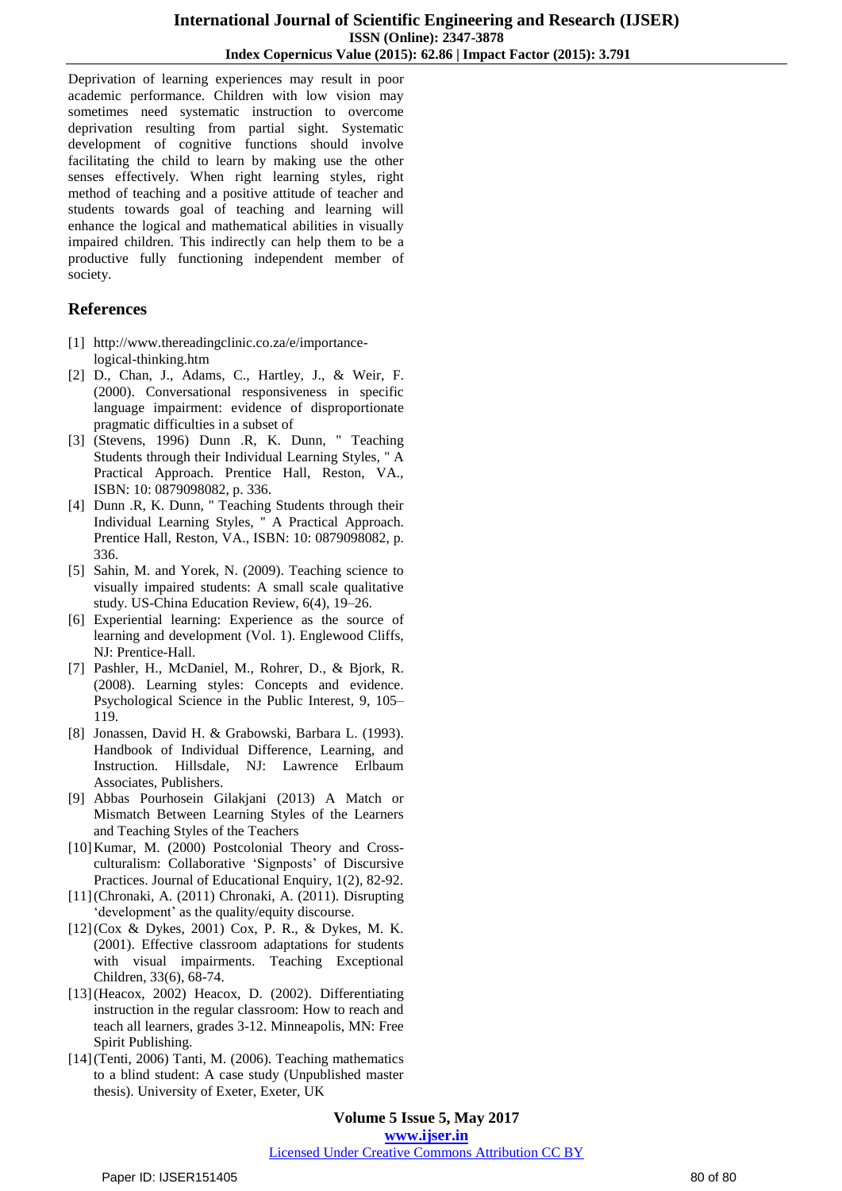Deprivation of learning experiences may result in poor academic performance. Children with low vision may sometimes need systematic instruction to overcome deprivation resulting from partial sight. Systematic development of cognitive functions should involve facilitating the child to learn by making use the other senses effectively. When right learning styles, right method of teaching and a positive attitude of teacher and students towards goal of teaching and learning will enhance the logical and mathematical abilities in visually impaired children. This indirectly can help them to be a productive fully functioning independent member of society.

## References

[1] http://www.thereadingclinic.co.za/e/importance-logical-thinking.htm

[2] D., Chan, J., Adams, C., Hartley, J., & Weir, F. (2000). Conversational responsiveness in specific language impairment: evidence of disproportionate pragmatic difficulties in a subset of

[3] (Stevens, 1996) Dunn .R, K. Dunn, " Teaching Students through their Individual Learning Styles, " A Practical Approach. Prentice Hall, Reston, VA., ISBN: 10: 0879098082, p. 336.

[4] Dunn .R, K. Dunn, " Teaching Students through their Individual Learning Styles, " A Practical Approach. Prentice Hall, Reston, VA., ISBN: 10: 0879098082, p. 336.

[5] Sahin, M. and Yorek, N. (2009). Teaching science to visually impaired students: A small scale qualitative study. US-China Education Review, 6(4), 19–26.

[6] Experiential learning: Experience as the source of learning and development (Vol. 1). Englewood Cliffs, NJ: Prentice-Hall.

[7] Pashler, H., McDaniel, M., Rohrer, D., & Bjork, R. (2008). Learning styles: Concepts and evidence. Psychological Science in the Public Interest, 9, 105–119.

[8] Jonassen, David H. & Grabowski, Barbara L. (1993). Handbook of Individual Difference, Learning, and Instruction. Hillsdale, NJ: Lawrence Erlbaum Associates, Publishers.

[9] Abbas Pourhosein Gilakjani (2013) A Match or Mismatch Between Learning Styles of the Learners and Teaching Styles of the Teachers

[10] Kumar, M. (2000) Postcolonial Theory and Cross-culturalism: Collaborative 'Signposts' of Discursive Practices. Journal of Educational Enquiry, 1(2), 82-92.

[11] (Chronaki, A. (2011) Chronaki, A. (2011). Disrupting 'development' as the quality/equity discourse.

[12] (Cox & Dykes, 2001) Cox, P. R., & Dykes, M. K. (2001). Effective classroom adaptations for students with visual impairments. Teaching Exceptional Children, 33(6), 68-74.

[13] (Heacox, 2002) Heacox, D. (2002). Differentiating instruction in the regular classroom: How to reach and teach all learners, grades 3-12. Minneapolis, MN: Free Spirit Publishing.

[14] (Tenti, 2006) Tanti, M. (2006). Teaching mathematics to a blind student: A case study (Unpublished master thesis). University of Exeter, Exeter, UK